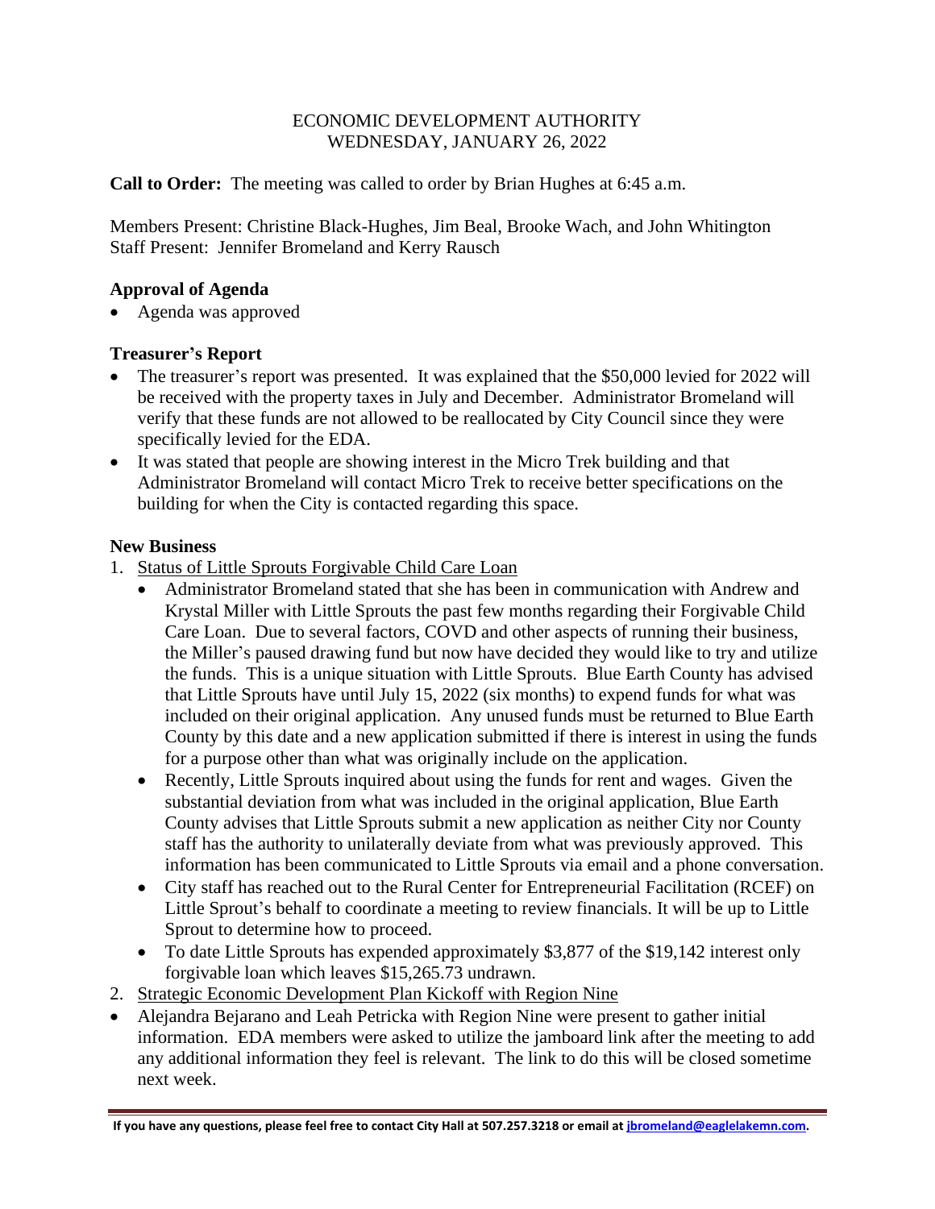ECONOMIC DEVELOPMENT AUTHORITY
WEDNESDAY, JANUARY 26, 2022

**Call to Order:** The meeting was called to order by Brian Hughes at 6:45 a.m.

Members Present: Christine Black-Hughes, Jim Beal, Brooke Wach, and John Whitington
Staff Present: Jennifer Bromeland and Kerry Rausch

## Approval of Agenda

- Agenda was approved

## Treasurer's Report

- The treasurer's report was presented. It was explained that the $50,000 levied for 2022 will be received with the property taxes in July and December. Administrator Bromeland will verify that these funds are not allowed to be reallocated by City Council since they were specifically levied for the EDA.
- It was stated that people are showing interest in the Micro Trek building and that Administrator Bromeland will contact Micro Trek to receive better specifications on the building for when the City is contacted regarding this space.

## New Business

1. Status of Little Sprouts Forgivable Child Care Loan
   - Administrator Bromeland stated that she has been in communication with Andrew and Krystal Miller with Little Sprouts the past few months regarding their Forgivable Child Care Loan. Due to several factors, COVD and other aspects of running their business, the Miller's paused drawing fund but now have decided they would like to try and utilize the funds. This is a unique situation with Little Sprouts. Blue Earth County has advised that Little Sprouts have until July 15, 2022 (six months) to expend funds for what was included on their original application. Any unused funds must be returned to Blue Earth County by this date and a new application submitted if there is interest in using the funds for a purpose other than what was originally include on the application.
   - Recently, Little Sprouts inquired about using the funds for rent and wages. Given the substantial deviation from what was included in the original application, Blue Earth County advises that Little Sprouts submit a new application as neither City nor County staff has the authority to unilaterally deviate from what was previously approved. This information has been communicated to Little Sprouts via email and a phone conversation.
   - City staff has reached out to the Rural Center for Entrepreneurial Facilitation (RCEF) on Little Sprout's behalf to coordinate a meeting to review financials. It will be up to Little Sprout to determine how to proceed.
   - To date Little Sprouts has expended approximately $3,877 of the $19,142 interest only forgivable loan which leaves $15,265.73 undrawn.
2. Strategic Economic Development Plan Kickoff with Region Nine

- Alejandra Bejarano and Leah Petricka with Region Nine were present to gather initial information. EDA members were asked to utilize the jamboard link after the meeting to add any additional information they feel is relevant. The link to do this will be closed sometime next week.

**If you have any questions, please feel free to contact City Hall at 507.257.3218 or email at jbromeland@eaglelakemn.com.**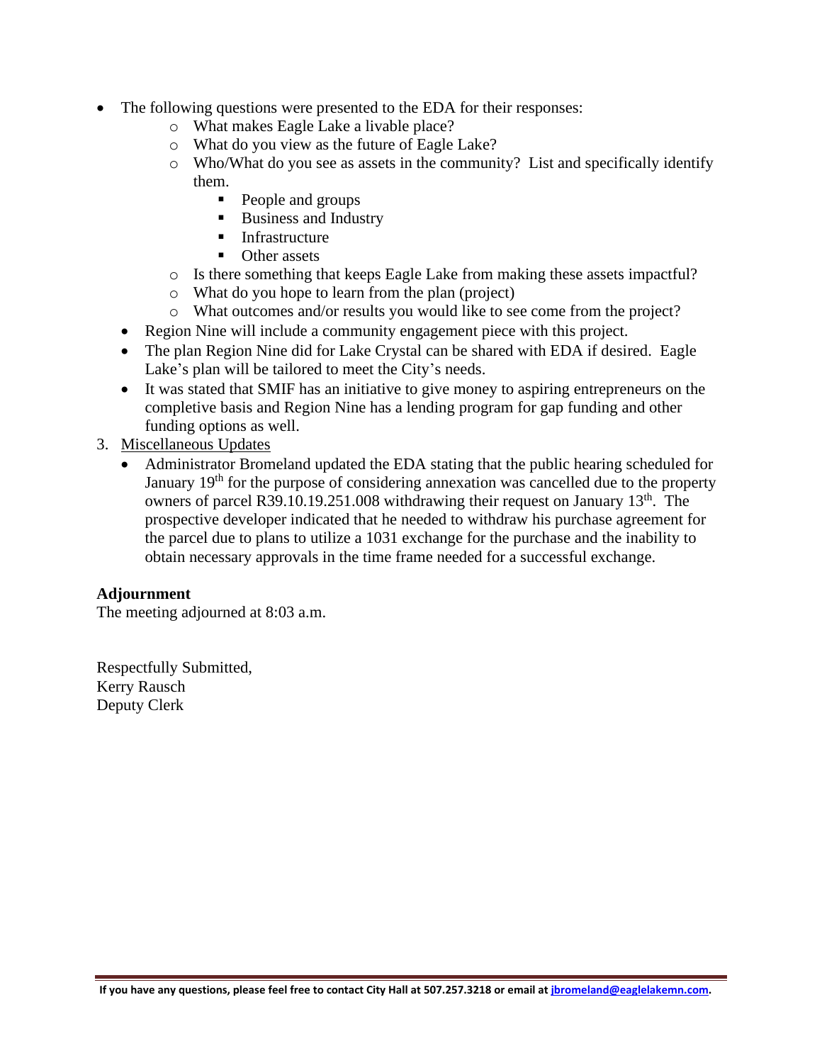- The following questions were presented to the EDA for their responses:
  - What makes Eagle Lake a livable place?
  - What do you view as the future of Eagle Lake?
  - Who/What do you see as assets in the community? List and specifically identify them.
    - People and groups
    - Business and Industry
    - Infrastructure
    - Other assets
  - Is there something that keeps Eagle Lake from making these assets impactful?
  - What do you hope to learn from the plan (project)
  - What outcomes and/or results you would like to see come from the project?
- Region Nine will include a community engagement piece with this project.
- The plan Region Nine did for Lake Crystal can be shared with EDA if desired. Eagle Lake's plan will be tailored to meet the City's needs.
- It was stated that SMIF has an initiative to give money to aspiring entrepreneurs on the completive basis and Region Nine has a lending program for gap funding and other funding options as well.

3. Miscellaneous Updates
   - Administrator Bromeland updated the EDA stating that the public hearing scheduled for January 19th for the purpose of considering annexation was cancelled due to the property owners of parcel R39.10.19.251.008 withdrawing their request on January 13th. The prospective developer indicated that he needed to withdraw his purchase agreement for the parcel due to plans to utilize a 1031 exchange for the purchase and the inability to obtain necessary approvals in the time frame needed for a successful exchange.

**Adjournment**
The meeting adjourned at 8:03 a.m.

Respectfully Submitted,
Kerry Rausch
Deputy Clerk

**If you have any questions, please feel free to contact City Hall at 507.257.3218 or email at jbromeland@eaglelakemn.com.**